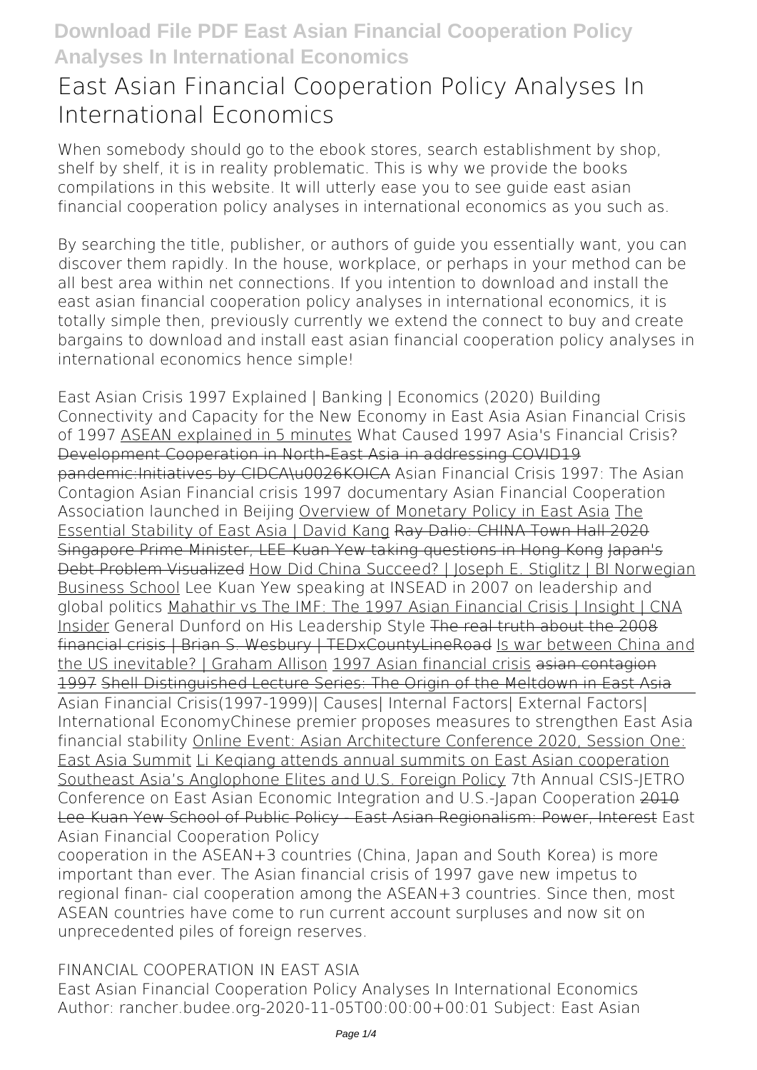# East Asian Financial Cooperation Policy Analyses In International Economics

When somebody should go to the ebook stores, search establishment by shop, shelf by shelf, it is in reality problematic. This is why we provide the books compilations in this website. It will utterly ease you to see guide **east asian financial cooperation policy analyses in international economics** as you such as.

By searching the title, publisher, or authors of guide you essentially want, you can discover them rapidly. In the house, workplace, or perhaps in your method can be all best area within net connections. If you intention to download and install the east asian financial cooperation policy analyses in international economics, it is totally simple then, previously currently we extend the connect to buy and create bargains to download and install east asian financial cooperation policy analyses in international economics hence simple!

East Asian Crisis 1997 Explained | Banking | Economics (2020) Building Connectivity and Capacity for the New Economy in East Asia Asian Financial Crisis of 1997 ASEAN explained in 5 minutes What Caused 1997 Asia's Financial Crisis? Development Cooperation in North-East Asia in addressing COVID19 pandemic:Initiatives by CIDCA\u0026KOICA Asian Financial Crisis 1997: The Asian Contagion Asian Financial crisis 1997 documentary Asian Financial Cooperation Association launched in Beijing Overview of Monetary Policy in East Asia The Essential Stability of East Asia | David Kang Ray Dalio: CHINA Town Hall 2020 Singapore Prime Minister, LEE Kuan Yew taking questions in Hong Kong Japan's Debt Problem Visualized How Did China Succeed? | Joseph E. Stiglitz | BI Norwegian Business School Lee Kuan Yew speaking at INSEAD in 2007 on leadership and global politics Mahathir vs The IMF: The 1997 Asian Financial Crisis | Insight | CNA Insider General Dunford on His Leadership Style The real truth about the 2008 financial crisis | Brian S. Wesbury | TEDxCountyLineRoad Is war between China and the US inevitable? | Graham Allison 1997 Asian financial crisis ~~asian contagion 1997~~ Shell Distinguished Lecture Series: The Origin of the Meltdown in East Asia

Asian Financial Crisis(1997-1999)| Causes| Internal Factors| External Factors| International Economy Chinese premier proposes measures to strengthen East Asia financial stability Online Event: Asian Architecture Conference 2020, Session One: East Asia Summit Li Keqiang attends annual summits on East Asian cooperation Southeast Asia's Anglophone Elites and U.S. Foreign Policy 7th Annual CSIS-JETRO Conference on East Asian Economic Integration and U.S.-Japan Cooperation 2010 Lee Kuan Yew School of Public Policy - East Asian Regionalism: Power, Interest **East Asian Financial Cooperation Policy**

cooperation in the ASEAN+3 countries (China, Japan and South Korea) is more important than ever. The Asian financial crisis of 1997 gave new impetus to regional finan- cial cooperation among the ASEAN+3 countries. Since then, most ASEAN countries have come to run current account surpluses and now sit on unprecedented piles of foreign reserves.

**FINANCIAL COOPERATION IN EAST ASIA**

East Asian Financial Cooperation Policy Analyses In International Economics Author: rancher.budee.org-2020-11-05T00:00:00+00:01 Subject: East Asian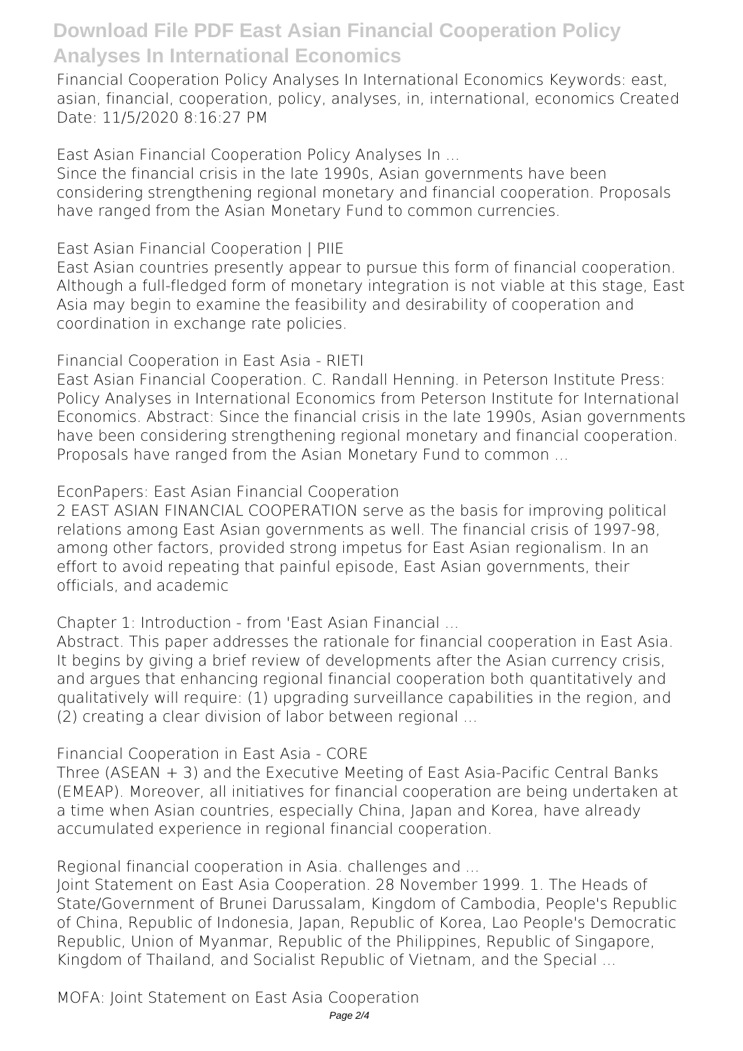Financial Cooperation Policy Analyses In International Economics Keywords: east, asian, financial, cooperation, policy, analyses, in, international, economics Created Date: 11/5/2020 8:16:27 PM

**East Asian Financial Cooperation Policy Analyses In ...**

Since the financial crisis in the late 1990s, Asian governments have been considering strengthening regional monetary and financial cooperation. Proposals have ranged from the Asian Monetary Fund to common currencies.

**East Asian Financial Cooperation | PIIE**

East Asian countries presently appear to pursue this form of financial cooperation. Although a full-fledged form of monetary integration is not viable at this stage, East Asia may begin to examine the feasibility and desirability of cooperation and coordination in exchange rate policies.

**Financial Cooperation in East Asia - RIETI**

East Asian Financial Cooperation. C. Randall Henning. in Peterson Institute Press: Policy Analyses in International Economics from Peterson Institute for International Economics. Abstract: Since the financial crisis in the late 1990s, Asian governments have been considering strengthening regional monetary and financial cooperation. Proposals have ranged from the Asian Monetary Fund to common ...

**EconPapers: East Asian Financial Cooperation**

2 EAST ASIAN FINANCIAL COOPERATION serve as the basis for improving political relations among East Asian governments as well. The financial crisis of 1997-98, among other factors, provided strong impetus for East Asian regionalism. In an effort to avoid repeating that painful episode, East Asian governments, their officials, and academic

**Chapter 1: Introduction - from 'East Asian Financial ...**

Abstract. This paper addresses the rationale for financial cooperation in East Asia. It begins by giving a brief review of developments after the Asian currency crisis, and argues that enhancing regional financial cooperation both quantitatively and qualitatively will require: (1) upgrading surveillance capabilities in the region, and (2) creating a clear division of labor between regional ...

**Financial Cooperation in East Asia - CORE**

Three (ASEAN + 3) and the Executive Meeting of East Asia-Pacific Central Banks (EMEAP). Moreover, all initiatives for financial cooperation are being undertaken at a time when Asian countries, especially China, Japan and Korea, have already accumulated experience in regional financial cooperation.

**Regional financial cooperation in Asia. challenges and ...**

Joint Statement on East Asia Cooperation. 28 November 1999. 1. The Heads of State/Government of Brunei Darussalam, Kingdom of Cambodia, People's Republic of China, Republic of Indonesia, Japan, Republic of Korea, Lao People's Democratic Republic, Union of Myanmar, Republic of the Philippines, Republic of Singapore, Kingdom of Thailand, and Socialist Republic of Vietnam, and the Special ...

**MOFA: Joint Statement on East Asia Cooperation**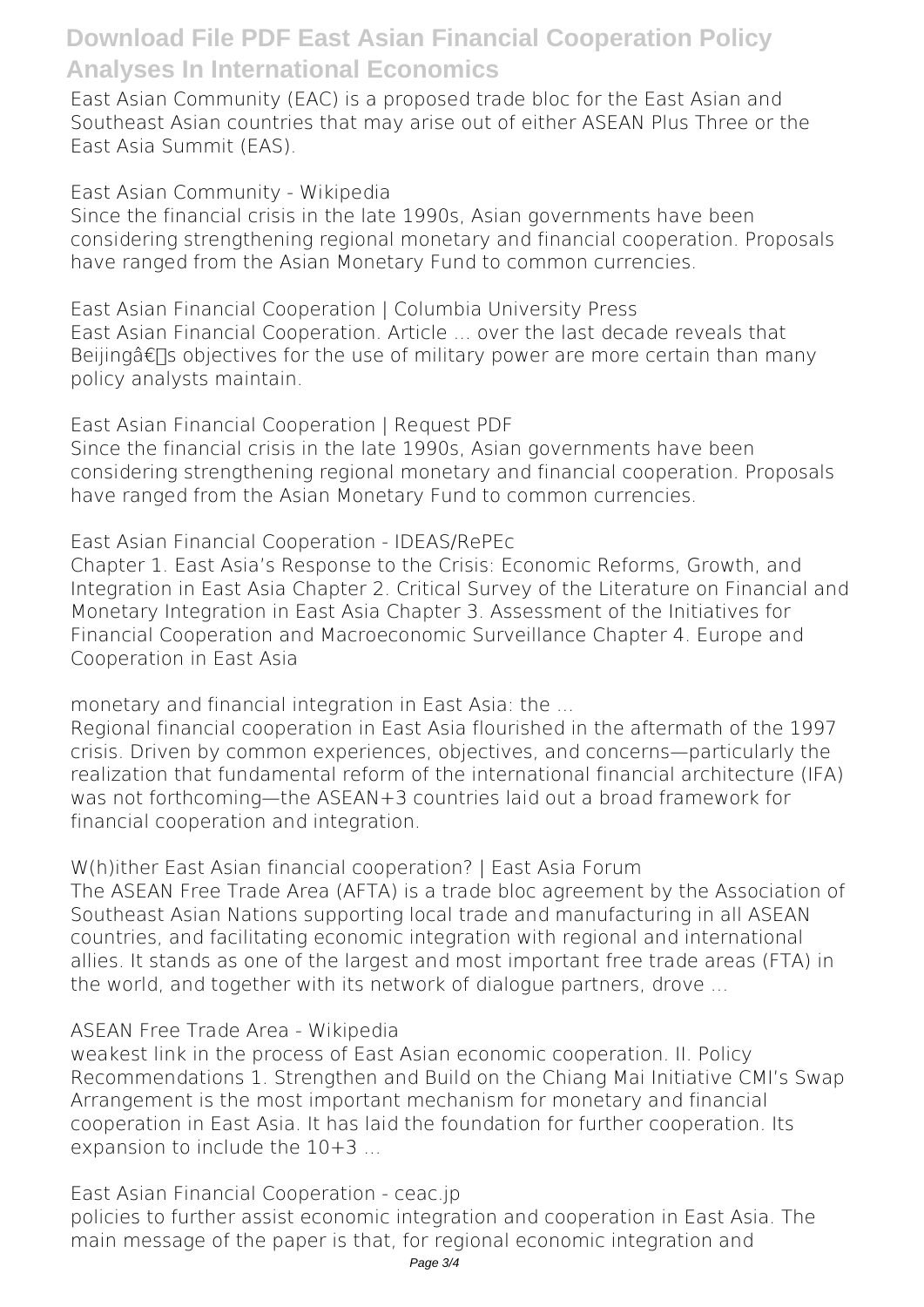East Asian Community (EAC) is a proposed trade bloc for the East Asian and Southeast Asian countries that may arise out of either ASEAN Plus Three or the East Asia Summit (EAS).

East Asian Community - Wikipedia

Since the financial crisis in the late 1990s, Asian governments have been considering strengthening regional monetary and financial cooperation. Proposals have ranged from the Asian Monetary Fund to common currencies.

East Asian Financial Cooperation | Columbia University Press

East Asian Financial Cooperation. Article ... over the last decade reveals that Beijingâ€™s objectives for the use of military power are more certain than many policy analysts maintain.

East Asian Financial Cooperation | Request PDF

Since the financial crisis in the late 1990s, Asian governments have been considering strengthening regional monetary and financial cooperation. Proposals have ranged from the Asian Monetary Fund to common currencies.

East Asian Financial Cooperation - IDEAS/RePEc

Chapter 1. East Asia's Response to the Crisis: Economic Reforms, Growth, and Integration in East Asia Chapter 2. Critical Survey of the Literature on Financial and Monetary Integration in East Asia Chapter 3. Assessment of the Initiatives for Financial Cooperation and Macroeconomic Surveillance Chapter 4. Europe and Cooperation in East Asia

monetary and financial integration in East Asia: the ...

Regional financial cooperation in East Asia flourished in the aftermath of the 1997 crisis. Driven by common experiences, objectives, and concerns—particularly the realization that fundamental reform of the international financial architecture (IFA) was not forthcoming—the ASEAN+3 countries laid out a broad framework for financial cooperation and integration.

W(h)ither East Asian financial cooperation? | East Asia Forum

The ASEAN Free Trade Area (AFTA) is a trade bloc agreement by the Association of Southeast Asian Nations supporting local trade and manufacturing in all ASEAN countries, and facilitating economic integration with regional and international allies. It stands as one of the largest and most important free trade areas (FTA) in the world, and together with its network of dialogue partners, drove ...

ASEAN Free Trade Area - Wikipedia

weakest link in the process of East Asian economic cooperation. II. Policy Recommendations 1. Strengthen and Build on the Chiang Mai Initiative CMI's Swap Arrangement is the most important mechanism for monetary and financial cooperation in East Asia. It has laid the foundation for further cooperation. Its expansion to include the 10+3 ...

East Asian Financial Cooperation - ceac.jp

policies to further assist economic integration and cooperation in East Asia. The main message of the paper is that, for regional economic integration and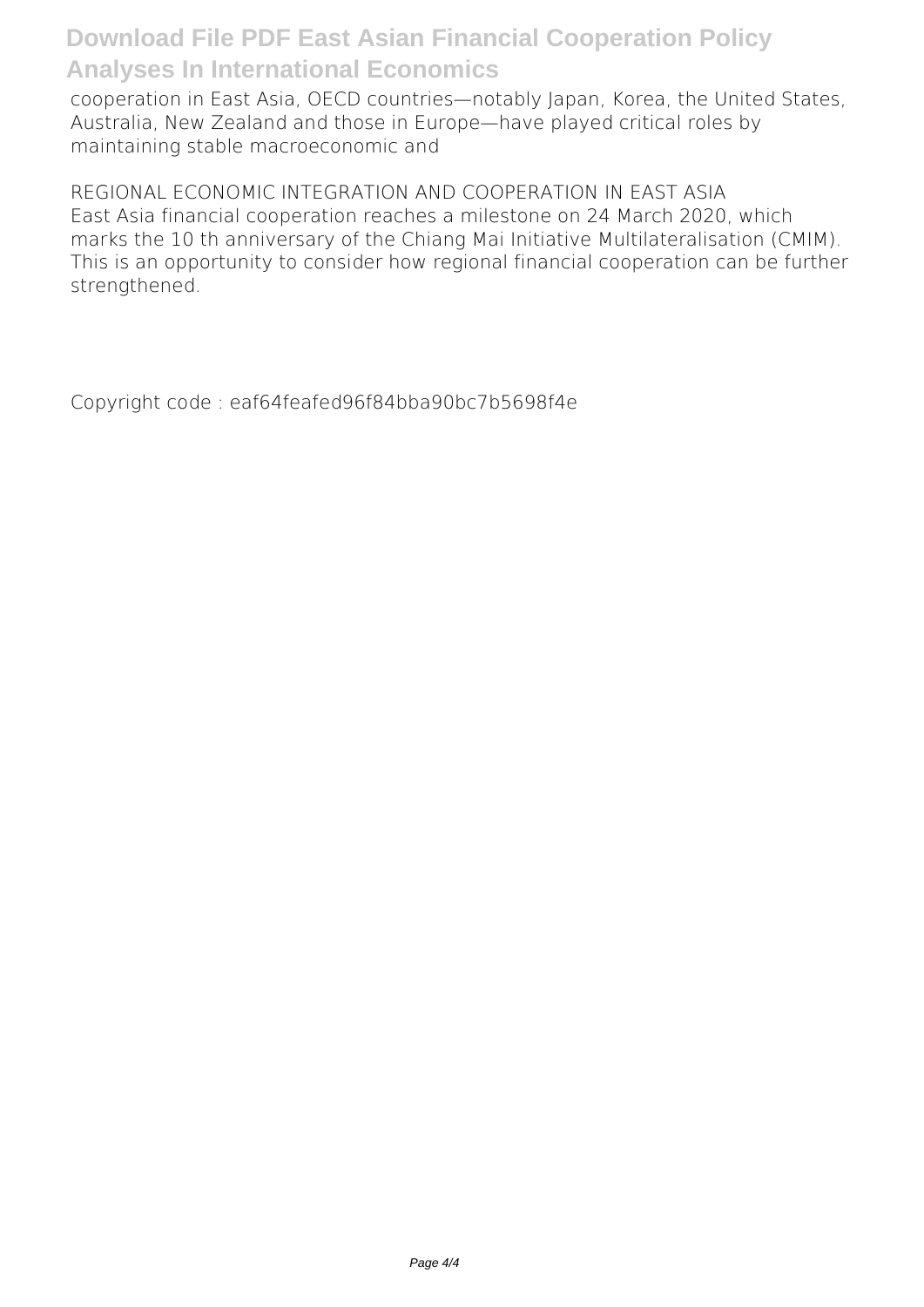cooperation in East Asia, OECD countries—notably Japan, Korea, the United States, Australia, New Zealand and those in Europe—have played critical roles by maintaining stable macroeconomic and

REGIONAL ECONOMIC INTEGRATION AND COOPERATION IN EAST ASIA
East Asia financial cooperation reaches a milestone on 24 March 2020, which marks the 10 th anniversary of the Chiang Mai Initiative Multilateralisation (CMIM). This is an opportunity to consider how regional financial cooperation can be further strengthened.

Copyright code : eaf64feafed96f84bba90bc7b5698f4e